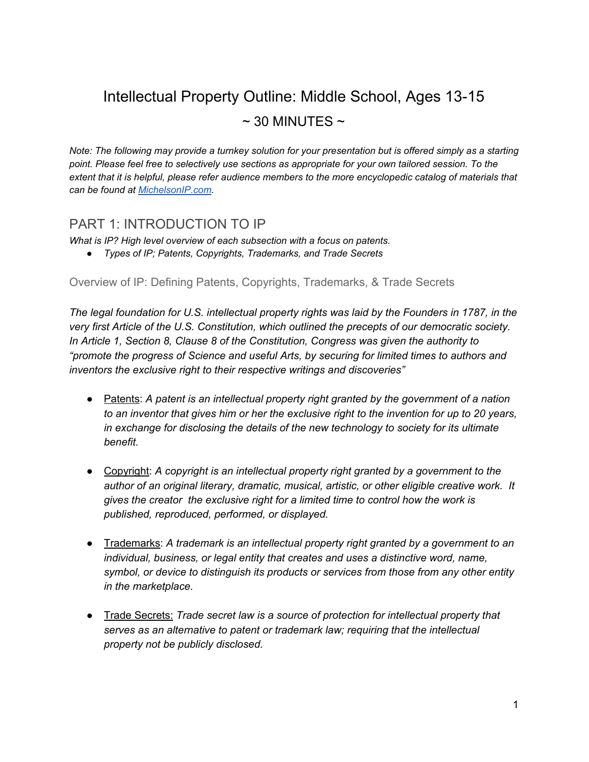# Intellectual Property Outline: Middle School, Ages 13-15

## ~ 30 MINUTES ~

*Note: The following may provide a turnkey solution for your presentation but is offered simply as a starting point. Please feel free to selectively use sections as appropriate for your own tailored session. To the extent that it is helpful, please refer audience members to the more encyclopedic catalog of materials that can be found at [MichelsonIP.com](MichelsonIP.com).*

## PART 1: INTRODUCTION TO IP

*What is IP? High level overview of each subsection with a focus on patents.*

- *Types of IP; Patents, Copyrights, Trademarks, and Trade Secrets*

### Overview of IP: Defining Patents, Copyrights, Trademarks, & Trade Secrets

*The legal foundation for U.S. intellectual property rights was laid by the Founders in 1787, in the very first Article of the U.S. Constitution, which outlined the precepts of our democratic society. In Article 1, Section 8, Clause 8 of the Constitution, Congress was given the authority to "promote the progress of Science and useful Arts, by securing for limited times to authors and inventors the exclusive right to their respective writings and discoveries"*

- <u>Patents</u>: *A patent is an intellectual property right granted by the government of a nation to an inventor that gives him or her the exclusive right to the invention for up to 20 years, in exchange for disclosing the details of the new technology to society for its ultimate benefit.*

- <u>Copyright</u>: *A copyright is an intellectual property right granted by a government to the author of an original literary, dramatic, musical, artistic, or other eligible creative work. It gives the creator the exclusive right for a limited time to control how the work is published, reproduced, performed, or displayed.*

- <u>Trademarks</u>: *A trademark is an intellectual property right granted by a government to an individual, business, or legal entity that creates and uses a distinctive word, name, symbol, or device to distinguish its products or services from those from any other entity in the marketplace.*

- <u>Trade Secrets:</u> *Trade secret law is a source of protection for intellectual property that serves as an alternative to patent or trademark law; requiring that the intellectual property not be publicly disclosed.*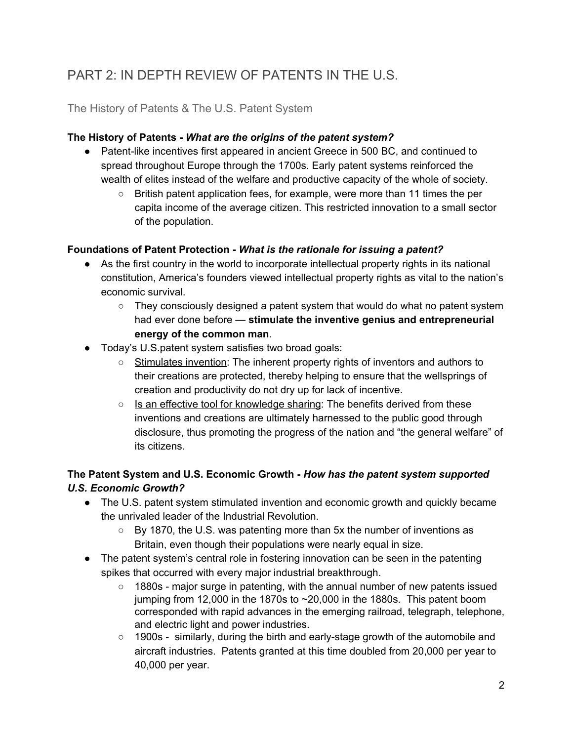# PART 2: IN DEPTH REVIEW OF PATENTS IN THE U.S.

## The History of Patents & The U.S. Patent System

**The History of Patents -** ***What are the origins of the patent system?***

- Patent-like incentives first appeared in ancient Greece in 500 BC, and continued to spread throughout Europe through the 1700s. Early patent systems reinforced the wealth of elites instead of the welfare and productive capacity of the whole of society.
  - British patent application fees, for example, were more than 11 times the per capita income of the average citizen. This restricted innovation to a small sector of the population.

**Foundations of Patent Protection -** ***What is the rationale for issuing a patent?***

- As the first country in the world to incorporate intellectual property rights in its national constitution, America's founders viewed intellectual property rights as vital to the nation's economic survival.
  - They consciously designed a patent system that would do what no patent system had ever done before — **stimulate the inventive genius and entrepreneurial energy of the common man**.
- Today's U.S.patent system satisfies two broad goals:
  - <u>Stimulates invention</u>: The inherent property rights of inventors and authors to their creations are protected, thereby helping to ensure that the wellsprings of creation and productivity do not dry up for lack of incentive.
  - <u>Is an effective tool for knowledge sharing</u>: The benefits derived from these inventions and creations are ultimately harnessed to the public good through disclosure, thus promoting the progress of the nation and "the general welfare" of its citizens.

**The Patent System and U.S. Economic Growth -** ***How has the patent system supported U.S. Economic Growth?***

- The U.S. patent system stimulated invention and economic growth and quickly became the unrivaled leader of the Industrial Revolution.
  - By 1870, the U.S. was patenting more than 5x the number of inventions as Britain, even though their populations were nearly equal in size.
- The patent system's central role in fostering innovation can be seen in the patenting spikes that occurred with every major industrial breakthrough.
  - 1880s - major surge in patenting, with the annual number of new patents issued jumping from 12,000 in the 1870s to ~20,000 in the 1880s. This patent boom corresponded with rapid advances in the emerging railroad, telegraph, telephone, and electric light and power industries.
  - 1900s - similarly, during the birth and early-stage growth of the automobile and aircraft industries. Patents granted at this time doubled from 20,000 per year to 40,000 per year.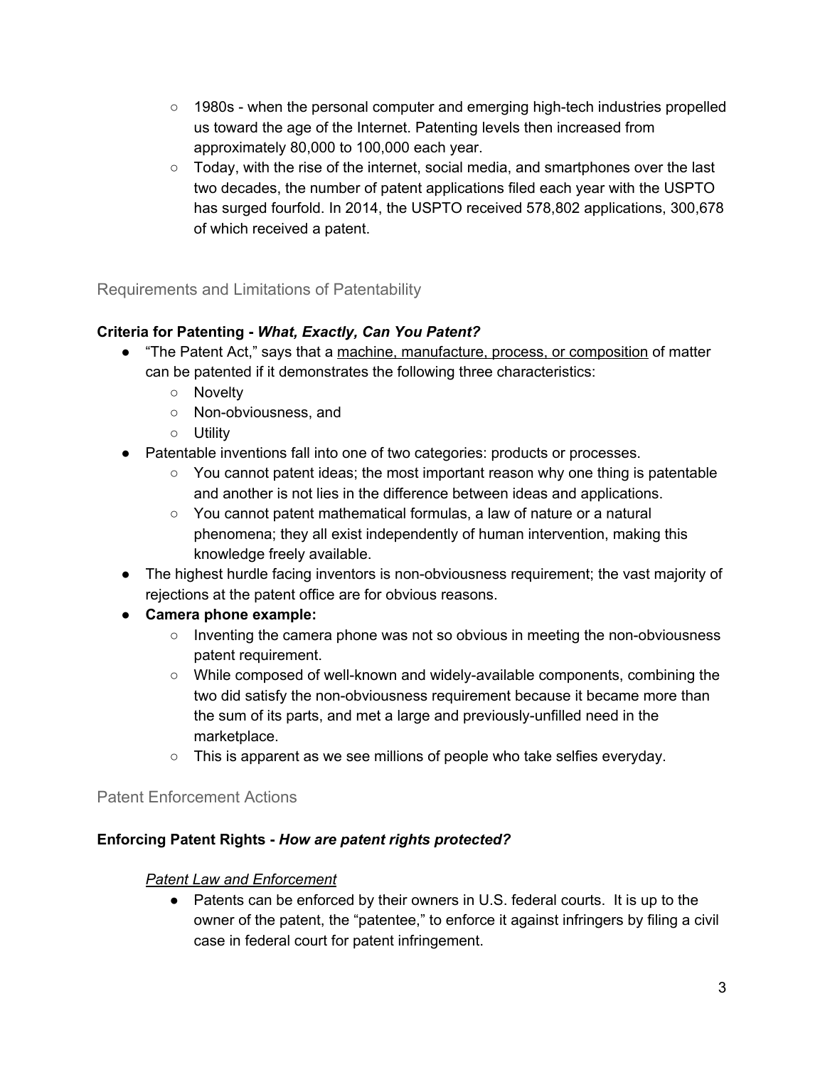- 1980s - when the personal computer and emerging high-tech industries propelled us toward the age of the Internet. Patenting levels then increased from approximately 80,000 to 100,000 each year.
  - Today, with the rise of the internet, social media, and smartphones over the last two decades, the number of patent applications filed each year with the USPTO has surged fourfold. In 2014, the USPTO received 578,802 applications, 300,678 of which received a patent.

## Requirements and Limitations of Patentability

**Criteria for Patenting - *What, Exactly, Can You Patent?***

- "The Patent Act," says that a machine, manufacture, process, or composition of matter can be patented if it demonstrates the following three characteristics:
  - Novelty
  - Non-obviousness, and
  - Utility
- Patentable inventions fall into one of two categories: products or processes.
  - You cannot patent ideas; the most important reason why one thing is patentable and another is not lies in the difference between ideas and applications.
  - You cannot patent mathematical formulas, a law of nature or a natural phenomena; they all exist independently of human intervention, making this knowledge freely available.
- The highest hurdle facing inventors is non-obviousness requirement; the vast majority of rejections at the patent office are for obvious reasons.
- **Camera phone example:**
  - Inventing the camera phone was not so obvious in meeting the non-obviousness patent requirement.
  - While composed of well-known and widely-available components, combining the two did satisfy the non-obviousness requirement because it became more than the sum of its parts, and met a large and previously-unfilled need in the marketplace.
  - This is apparent as we see millions of people who take selfies everyday.

## Patent Enforcement Actions

**Enforcing Patent Rights - *How are patent rights protected?***

*Patent Law and Enforcement*

- Patents can be enforced by their owners in U.S. federal courts. It is up to the owner of the patent, the "patentee," to enforce it against infringers by filing a civil case in federal court for patent infringement.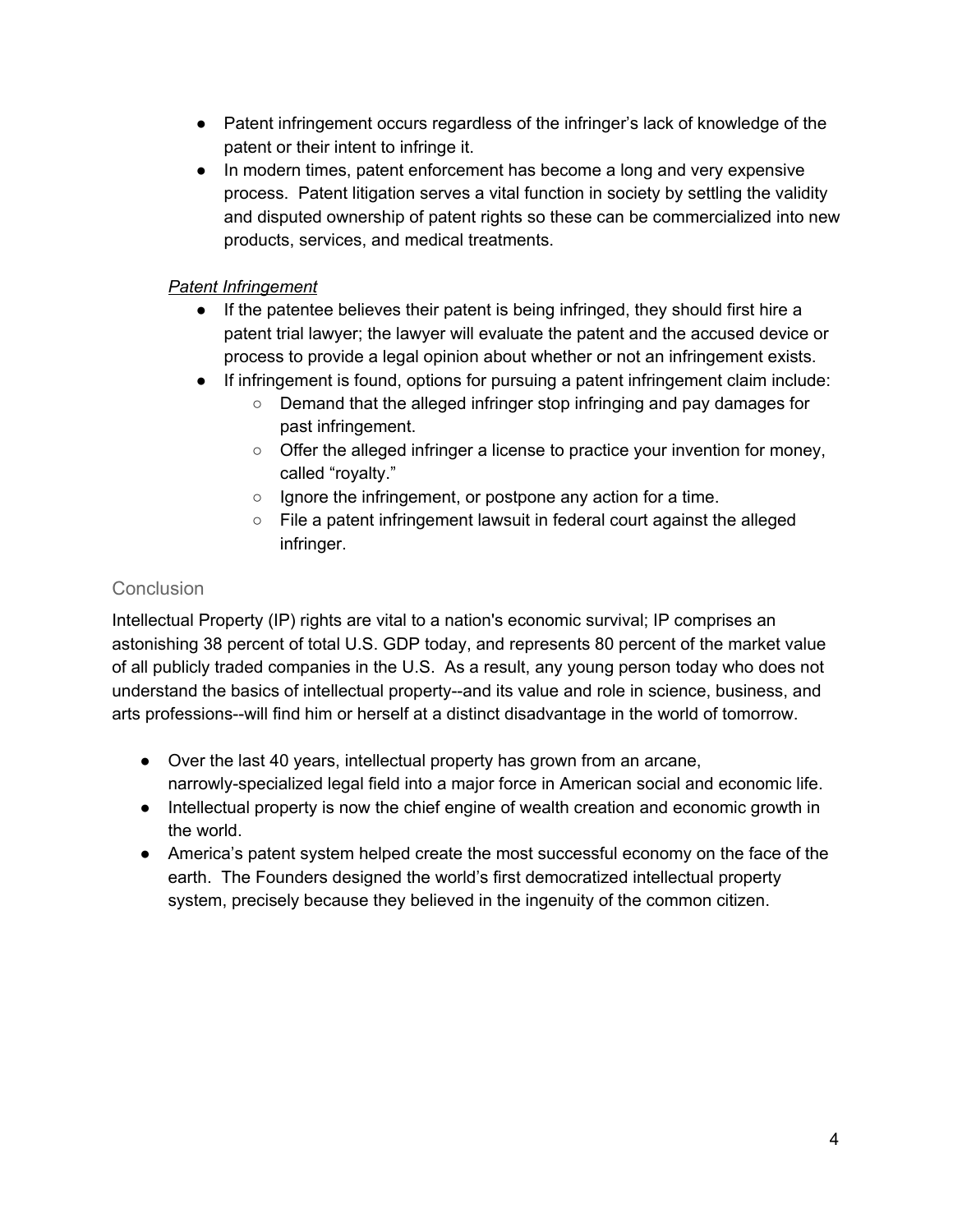- Patent infringement occurs regardless of the infringer's lack of knowledge of the patent or their intent to infringe it.
- In modern times, patent enforcement has become a long and very expensive process. Patent litigation serves a vital function in society by settling the validity and disputed ownership of patent rights so these can be commercialized into new products, services, and medical treatments.

### *Patent Infringement*

- If the patentee believes their patent is being infringed, they should first hire a patent trial lawyer; the lawyer will evaluate the patent and the accused device or process to provide a legal opinion about whether or not an infringement exists.
- If infringement is found, options for pursuing a patent infringement claim include:
  - Demand that the alleged infringer stop infringing and pay damages for past infringement.
  - Offer the alleged infringer a license to practice your invention for money, called "royalty."
  - Ignore the infringement, or postpone any action for a time.
  - File a patent infringement lawsuit in federal court against the alleged infringer.

## Conclusion

Intellectual Property (IP) rights are vital to a nation's economic survival; IP comprises an astonishing 38 percent of total U.S. GDP today, and represents 80 percent of the market value of all publicly traded companies in the U.S. As a result, any young person today who does not understand the basics of intellectual property--and its value and role in science, business, and arts professions--will find him or herself at a distinct disadvantage in the world of tomorrow.

- Over the last 40 years, intellectual property has grown from an arcane, narrowly-specialized legal field into a major force in American social and economic life.
- Intellectual property is now the chief engine of wealth creation and economic growth in the world.
- America's patent system helped create the most successful economy on the face of the earth. The Founders designed the world's first democratized intellectual property system, precisely because they believed in the ingenuity of the common citizen.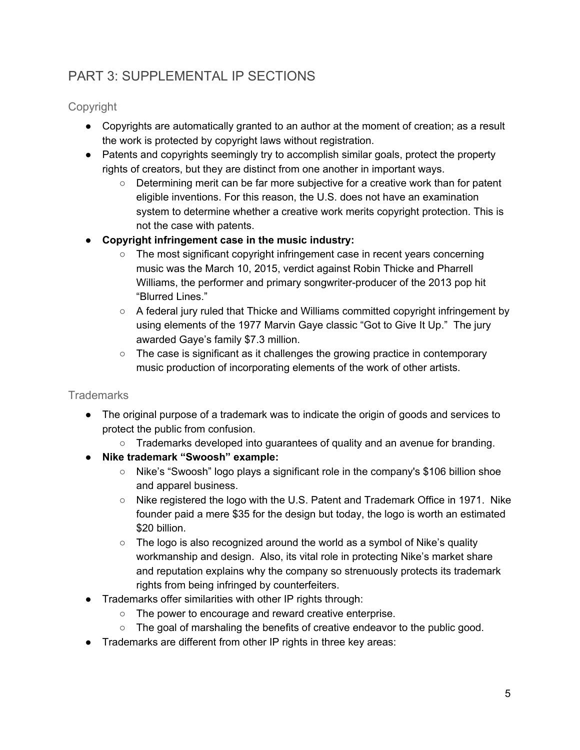## PART 3: SUPPLEMENTAL IP SECTIONS

### Copyright

- Copyrights are automatically granted to an author at the moment of creation; as a result the work is protected by copyright laws without registration.
- Patents and copyrights seemingly try to accomplish similar goals, protect the property rights of creators, but they are distinct from one another in important ways.
  - Determining merit can be far more subjective for a creative work than for patent eligible inventions. For this reason, the U.S. does not have an examination system to determine whether a creative work merits copyright protection. This is not the case with patents.
- **Copyright infringement case in the music industry:**
  - The most significant copyright infringement case in recent years concerning music was the March 10, 2015, verdict against Robin Thicke and Pharrell Williams, the performer and primary songwriter-producer of the 2013 pop hit "Blurred Lines."
  - A federal jury ruled that Thicke and Williams committed copyright infringement by using elements of the 1977 Marvin Gaye classic "Got to Give It Up." The jury awarded Gaye's family $7.3 million.
  - The case is significant as it challenges the growing practice in contemporary music production of incorporating elements of the work of other artists.

### Trademarks

- The original purpose of a trademark was to indicate the origin of goods and services to protect the public from confusion.
  - Trademarks developed into guarantees of quality and an avenue for branding.
- **Nike trademark "Swoosh" example:**
  - Nike's "Swoosh" logo plays a significant role in the company's $106 billion shoe and apparel business.
  - Nike registered the logo with the U.S. Patent and Trademark Office in 1971. Nike founder paid a mere $35 for the design but today, the logo is worth an estimated $20 billion.
  - The logo is also recognized around the world as a symbol of Nike's quality workmanship and design. Also, its vital role in protecting Nike's market share and reputation explains why the company so strenuously protects its trademark rights from being infringed by counterfeiters.
- Trademarks offer similarities with other IP rights through:
  - The power to encourage and reward creative enterprise.
  - The goal of marshaling the benefits of creative endeavor to the public good.
- Trademarks are different from other IP rights in three key areas: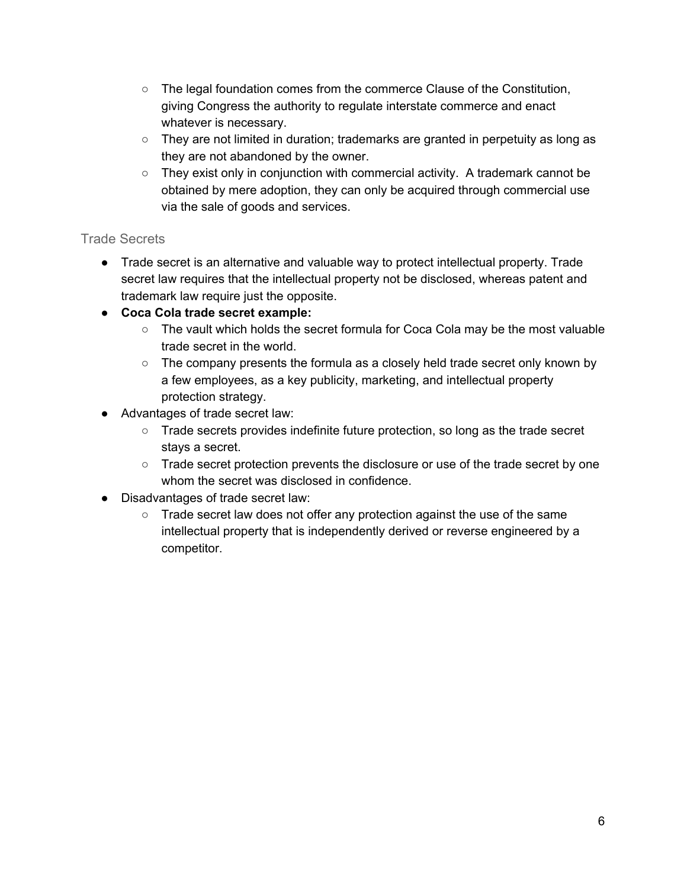- The legal foundation comes from the commerce Clause of the Constitution, giving Congress the authority to regulate interstate commerce and enact whatever is necessary.
    - They are not limited in duration; trademarks are granted in perpetuity as long as they are not abandoned by the owner.
    - They exist only in conjunction with commercial activity.  A trademark cannot be obtained by mere adoption, they can only be acquired through commercial use via the sale of goods and services.

### Trade Secrets

- Trade secret is an alternative and valuable way to protect intellectual property. Trade secret law requires that the intellectual property not be disclosed, whereas patent and trademark law require just the opposite.
- **Coca Cola trade secret example:**
    - The vault which holds the secret formula for Coca Cola may be the most valuable trade secret in the world.
    - The company presents the formula as a closely held trade secret only known by a few employees, as a key publicity, marketing, and intellectual property protection strategy.
- Advantages of trade secret law:
    - Trade secrets provides indefinite future protection, so long as the trade secret stays a secret.
    - Trade secret protection prevents the disclosure or use of the trade secret by one whom the secret was disclosed in confidence.
- Disadvantages of trade secret law:
    - Trade secret law does not offer any protection against the use of the same intellectual property that is independently derived or reverse engineered by a competitor.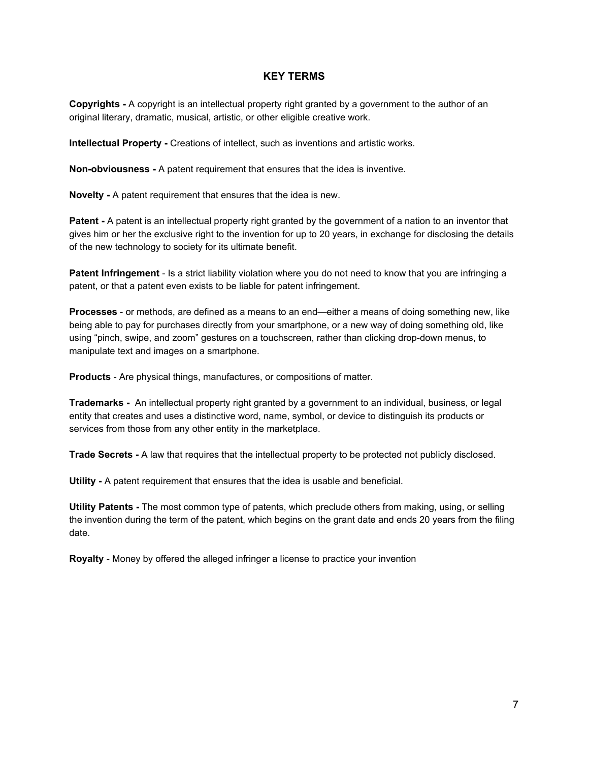## KEY TERMS

**Copyrights -** A copyright is an intellectual property right granted by a government to the author of an original literary, dramatic, musical, artistic, or other eligible creative work.

**Intellectual Property -** Creations of intellect, such as inventions and artistic works.

**Non-obviousness -** A patent requirement that ensures that the idea is inventive.

**Novelty -** A patent requirement that ensures that the idea is new.

**Patent -** A patent is an intellectual property right granted by the government of a nation to an inventor that gives him or her the exclusive right to the invention for up to 20 years, in exchange for disclosing the details of the new technology to society for its ultimate benefit.

**Patent Infringement** - Is a strict liability violation where you do not need to know that you are infringing a patent, or that a patent even exists to be liable for patent infringement.

**Processes** - or methods, are defined as a means to an end—either a means of doing something new, like being able to pay for purchases directly from your smartphone, or a new way of doing something old, like using "pinch, swipe, and zoom" gestures on a touchscreen, rather than clicking drop-down menus, to manipulate text and images on a smartphone.

**Products** - Are physical things, manufactures, or compositions of matter.

**Trademarks -** An intellectual property right granted by a government to an individual, business, or legal entity that creates and uses a distinctive word, name, symbol, or device to distinguish its products or services from those from any other entity in the marketplace.

**Trade Secrets -** A law that requires that the intellectual property to be protected not publicly disclosed.

**Utility -** A patent requirement that ensures that the idea is usable and beneficial.

**Utility Patents -** The most common type of patents, which preclude others from making, using, or selling the invention during the term of the patent, which begins on the grant date and ends 20 years from the filing date.

**Royalty** - Money by offered the alleged infringer a license to practice your invention